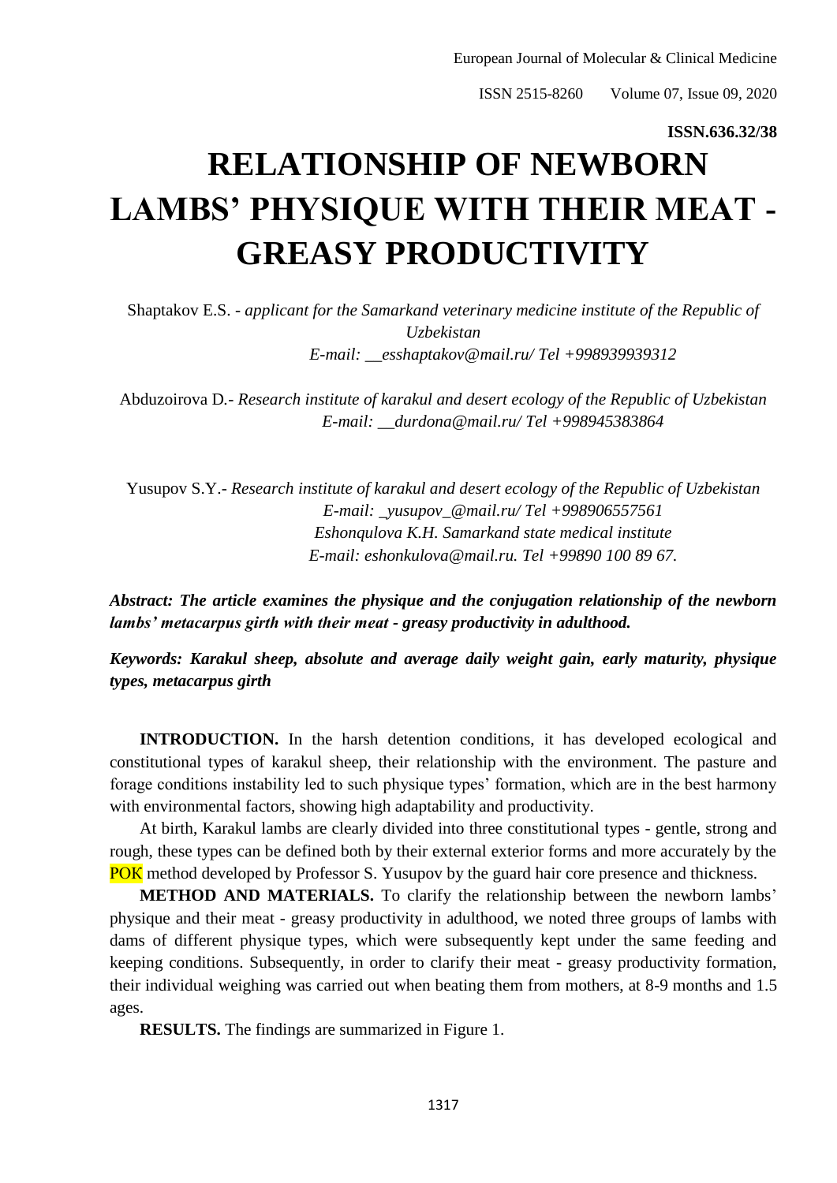**ISSN.636.32/38**

# RELATIONSHIP OF NEWBORN LAMBS' PHYSIQUE WITH THEIR MEAT - GREASY PRODUCTIVITY

Shaptakov E.S. - *applicant for the Samarkand veterinary medicine institute of the Republic of Uzbekistan*
*E-mail: __esshaptakov@mail.ru/ Tel +998939939312*

Abduzoirova D.- *Research institute of karakul and desert ecology of the Republic of Uzbekistan*
*E-mail: __durdona@mail.ru/ Tel +998945383864*

Yusupov S.Y.- *Research institute of karakul and desert ecology of the Republic of Uzbekistan*
*E-mail: _yusupov_@mail.ru/ Tel +998906557561*
*Eshonqulova K.H. Samarkand state medical institute*
*E-mail: eshonkulova@mail.ru. Tel +99890 100 89 67.*

***Abstract: The article examines the physique and the conjugation relationship of the newborn lambs' metacarpus girth with their meat - greasy productivity in adulthood.***

***Keywords: Karakul sheep, absolute and average daily weight gain, early maturity, physique types, metacarpus girth***

**INTRODUCTION.** In the harsh detention conditions, it has developed ecological and constitutional types of karakul sheep, their relationship with the environment. The pasture and forage conditions instability led to such physique types' formation, which are in the best harmony with environmental factors, showing high adaptability and productivity.

At birth, Karakul lambs are clearly divided into three constitutional types - gentle, strong and rough, these types can be defined both by their external exterior forms and more accurately by the POK method developed by Professor S. Yusupov by the guard hair core presence and thickness.

**METHOD AND MATERIALS.** To clarify the relationship between the newborn lambs' physique and their meat - greasy productivity in adulthood, we noted three groups of lambs with dams of different physique types, which were subsequently kept under the same feeding and keeping conditions. Subsequently, in order to clarify their meat - greasy productivity formation, their individual weighing was carried out when beating them from mothers, at 8-9 months and 1.5 ages.

**RESULTS.** The findings are summarized in Figure 1.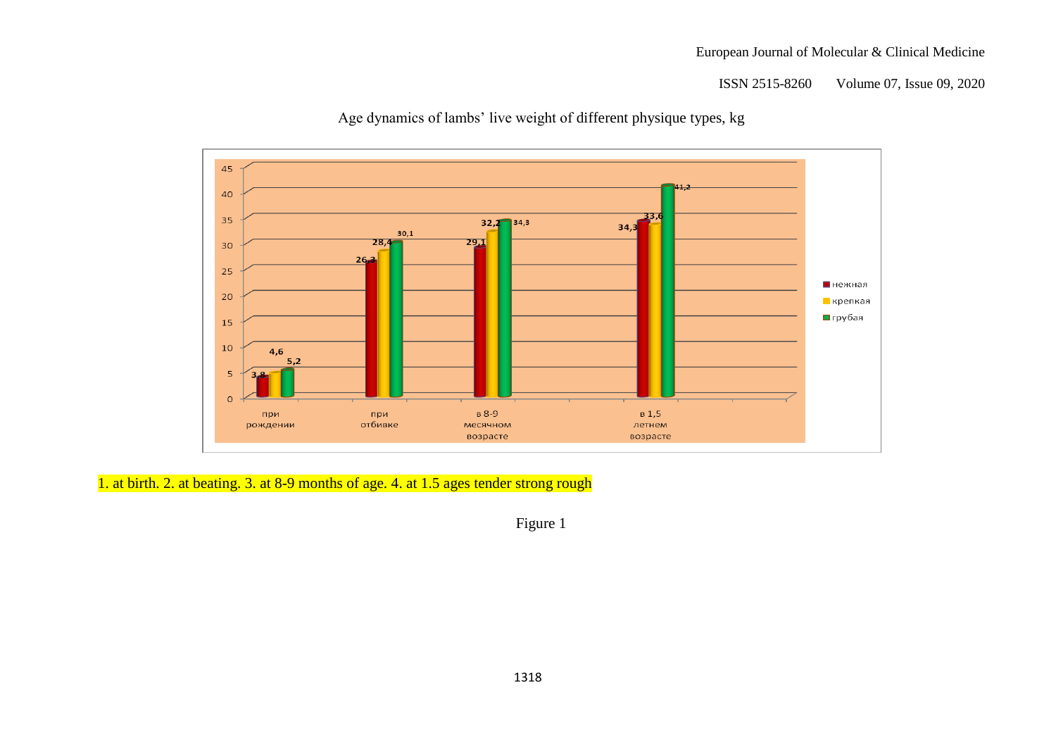Age dynamics of lambs' live weight of different physique types, kg

| | при рождении | при отбивке | в 8-9 месячном возрасте | в 1,5 летнем возрасте |
|---|---|---|---|---|
| нежная | 3,8 | 26,3 | 29,1 | 34,3 |
| крепкая | 4,6 | 28,4 | 32,2 | 33,6 |
| грубая | 5,2 | 30,1 | 34,3 | 41,2 |

1. at birth. 2. at beating. 3. at 8-9 months of age. 4. at 1.5 ages tender strong rough

Figure 1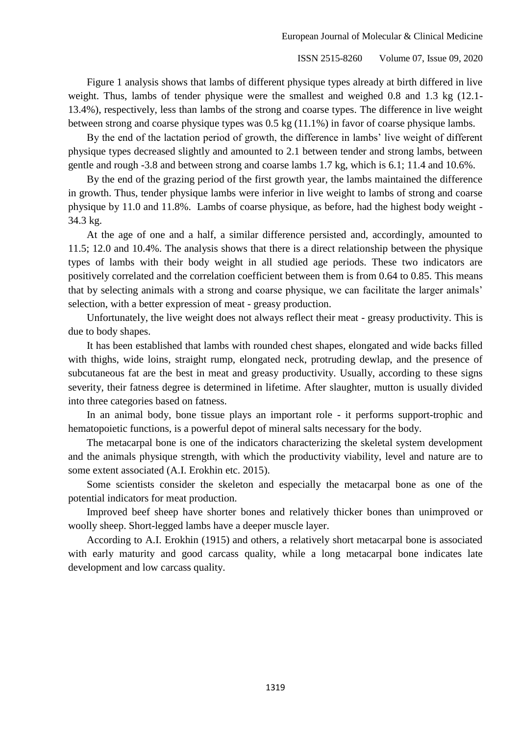Figure 1 analysis shows that lambs of different physique types already at birth differed in live weight. Thus, lambs of tender physique were the smallest and weighed 0.8 and 1.3 kg (12.1-13.4%), respectively, less than lambs of the strong and coarse types. The difference in live weight between strong and coarse physique types was 0.5 kg (11.1%) in favor of coarse physique lambs.

By the end of the lactation period of growth, the difference in lambs' live weight of different physique types decreased slightly and amounted to 2.1 between tender and strong lambs, between gentle and rough -3.8 and between strong and coarse lambs 1.7 kg, which is 6.1; 11.4 and 10.6%.

By the end of the grazing period of the first growth year, the lambs maintained the difference in growth. Thus, tender physique lambs were inferior in live weight to lambs of strong and coarse physique by 11.0 and 11.8%. Lambs of coarse physique, as before, had the highest body weight - 34.3 kg.

At the age of one and a half, a similar difference persisted and, accordingly, amounted to 11.5; 12.0 and 10.4%. The analysis shows that there is a direct relationship between the physique types of lambs with their body weight in all studied age periods. These two indicators are positively correlated and the correlation coefficient between them is from 0.64 to 0.85. This means that by selecting animals with a strong and coarse physique, we can facilitate the larger animals' selection, with a better expression of meat - greasy production.

Unfortunately, the live weight does not always reflect their meat - greasy productivity. This is due to body shapes.

It has been established that lambs with rounded chest shapes, elongated and wide backs filled with thighs, wide loins, straight rump, elongated neck, protruding dewlap, and the presence of subcutaneous fat are the best in meat and greasy productivity. Usually, according to these signs severity, their fatness degree is determined in lifetime. After slaughter, mutton is usually divided into three categories based on fatness.

In an animal body, bone tissue plays an important role - it performs support-trophic and hematopoietic functions, is a powerful depot of mineral salts necessary for the body.

The metacarpal bone is one of the indicators characterizing the skeletal system development and the animals physique strength, with which the productivity viability, level and nature are to some extent associated (A.I. Erokhin etc. 2015).

Some scientists consider the skeleton and especially the metacarpal bone as one of the potential indicators for meat production.

Improved beef sheep have shorter bones and relatively thicker bones than unimproved or woolly sheep. Short-legged lambs have a deeper muscle layer.

According to A.I. Erokhin (1915) and others, a relatively short metacarpal bone is associated with early maturity and good carcass quality, while a long metacarpal bone indicates late development and low carcass quality.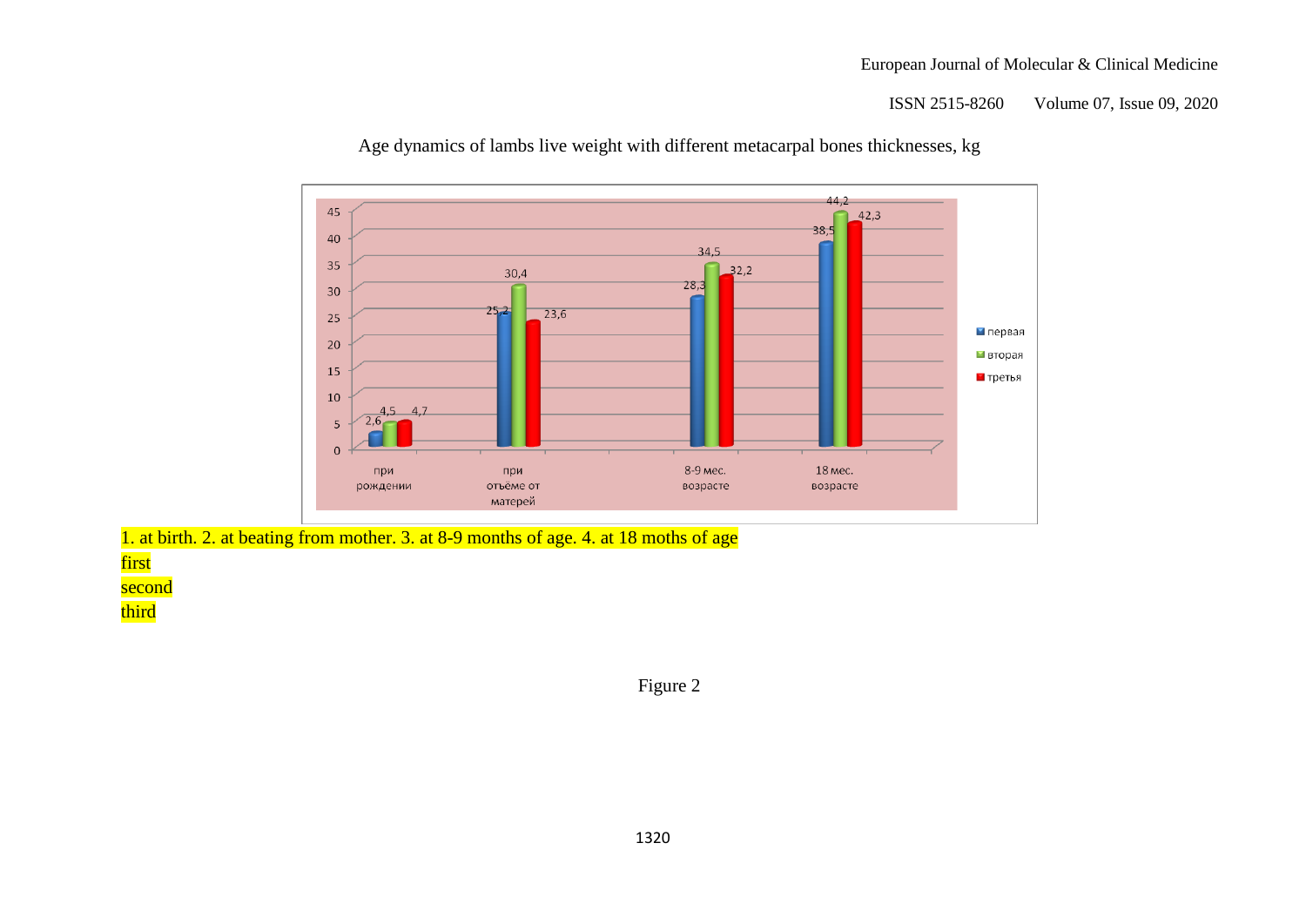Age dynamics of lambs live weight with different metacarpal bones thicknesses, kg

1. at birth. 2. at beating from mother. 3. at 8-9 months of age. 4. at 18 moths of age

first

second

third

Figure 2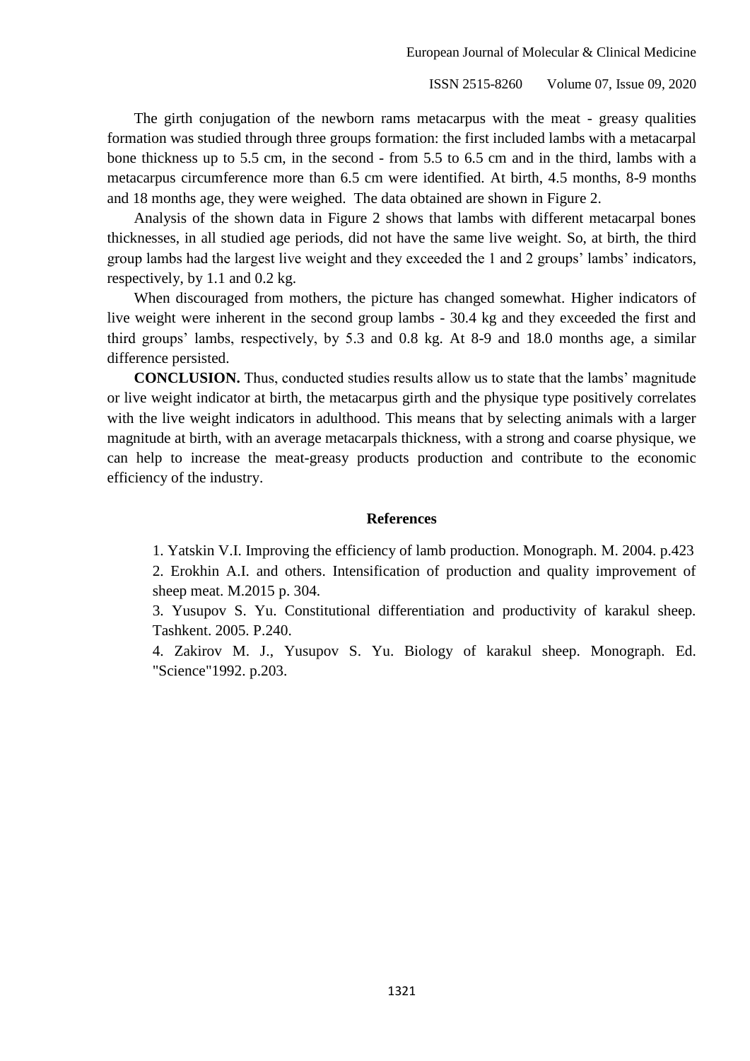The girth conjugation of the newborn rams metacarpus with the meat - greasy qualities formation was studied through three groups formation: the first included lambs with a metacarpal bone thickness up to 5.5 cm, in the second - from 5.5 to 6.5 cm and in the third, lambs with a metacarpus circumference more than 6.5 cm were identified. At birth, 4.5 months, 8-9 months and 18 months age, they were weighed. The data obtained are shown in Figure 2.

Analysis of the shown data in Figure 2 shows that lambs with different metacarpal bones thicknesses, in all studied age periods, did not have the same live weight. So, at birth, the third group lambs had the largest live weight and they exceeded the 1 and 2 groups' lambs' indicators, respectively, by 1.1 and 0.2 kg.

When discouraged from mothers, the picture has changed somewhat. Higher indicators of live weight were inherent in the second group lambs - 30.4 kg and they exceeded the first and third groups' lambs, respectively, by 5.3 and 0.8 kg. At 8-9 and 18.0 months age, a similar difference persisted.

**CONCLUSION.** Thus, conducted studies results allow us to state that the lambs' magnitude or live weight indicator at birth, the metacarpus girth and the physique type positively correlates with the live weight indicators in adulthood. This means that by selecting animals with a larger magnitude at birth, with an average metacarpals thickness, with a strong and coarse physique, we can help to increase the meat-greasy products production and contribute to the economic efficiency of the industry.

## References

1. Yatskin V.I. Improving the efficiency of lamb production. Monograph. M. 2004. p.423
2. Erokhin A.I. and others. Intensification of production and quality improvement of sheep meat. M.2015 p. 304.
3. Yusupov S. Yu. Constitutional differentiation and productivity of karakul sheep. Tashkent. 2005. P.240.
4. Zakirov M. J., Yusupov S. Yu. Biology of karakul sheep. Monograph. Ed. "Science"1992. p.203.